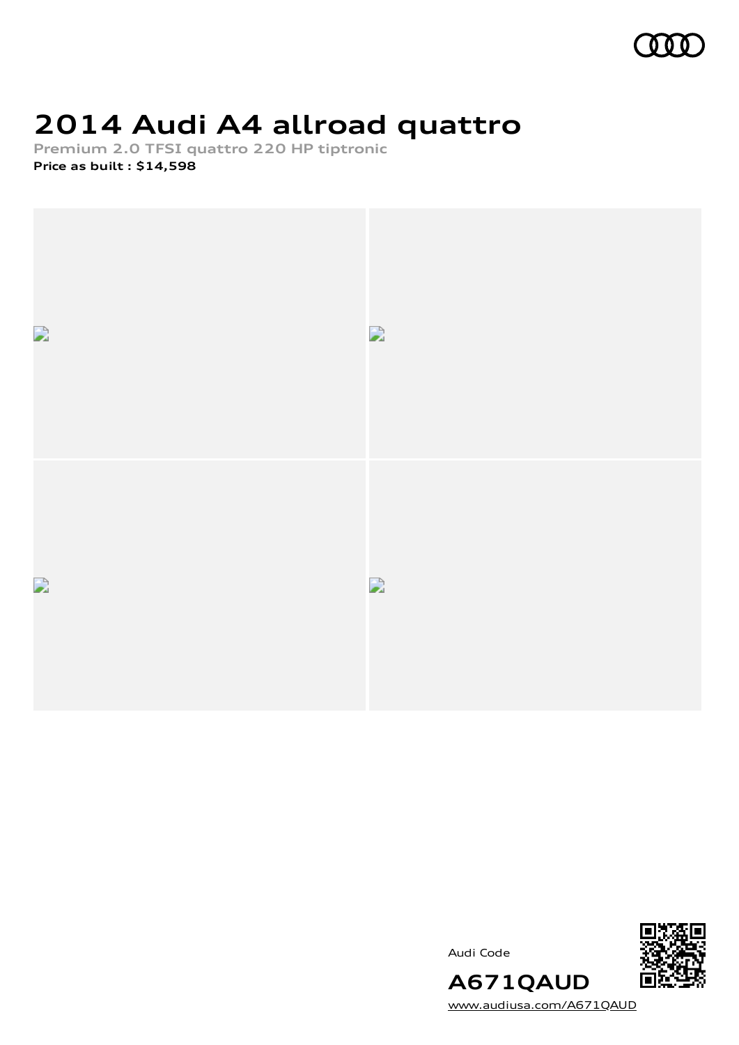# 2014 Audi A4 allroad quattro

**Premium 2.0 TFSI quattro 220 HP tiptronic**

**Price as built : $14,598**

Audi Code

**A671QAUD**

www.audiusa.com/A671QAUD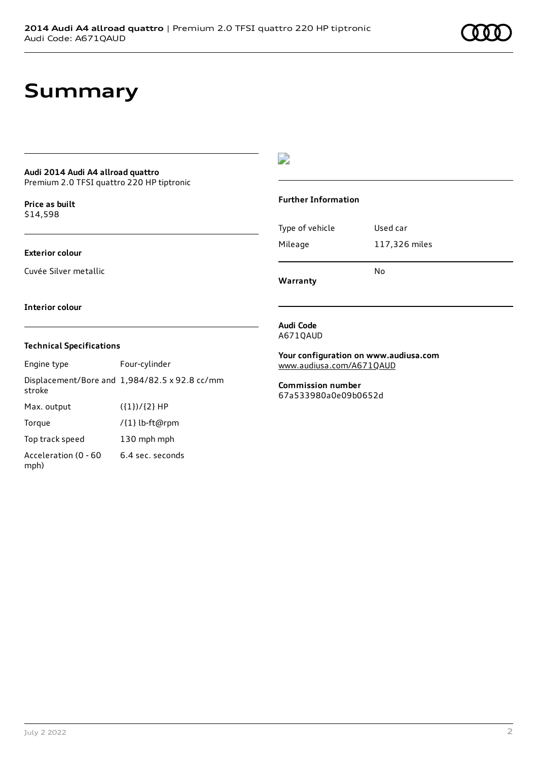# Summary

**Audi 2014 Audi A4 allroad quattro**
Premium 2.0 TFSI quattro 220 HP tiptronic

**Price as built**
$14,598

**Exterior colour**

Cuvée Silver metallic

**Interior colour**

### Technical Specifications

| | |
|---|---|
| Engine type | Four-cylinder |
| Displacement/Bore and stroke | 1,984/82.5 x 92.8 cc/mm |
| Max. output | ({1})/{2} HP |
| Torque | /{1} lb-ft@rpm |
| Top track speed | 130 mph mph |
| Acceleration (0 - 60 mph) | 6.4 sec. seconds |

### Further Information

| | |
|---|---|
| Type of vehicle | Used car |
| Mileage | 117,326 miles |
| **Warranty** | No |

**Audi Code**
A671QAUD

**Your configuration on www.audiusa.com**
www.audiusa.com/A671QAUD

**Commission number**
67a533980a0e09b0652d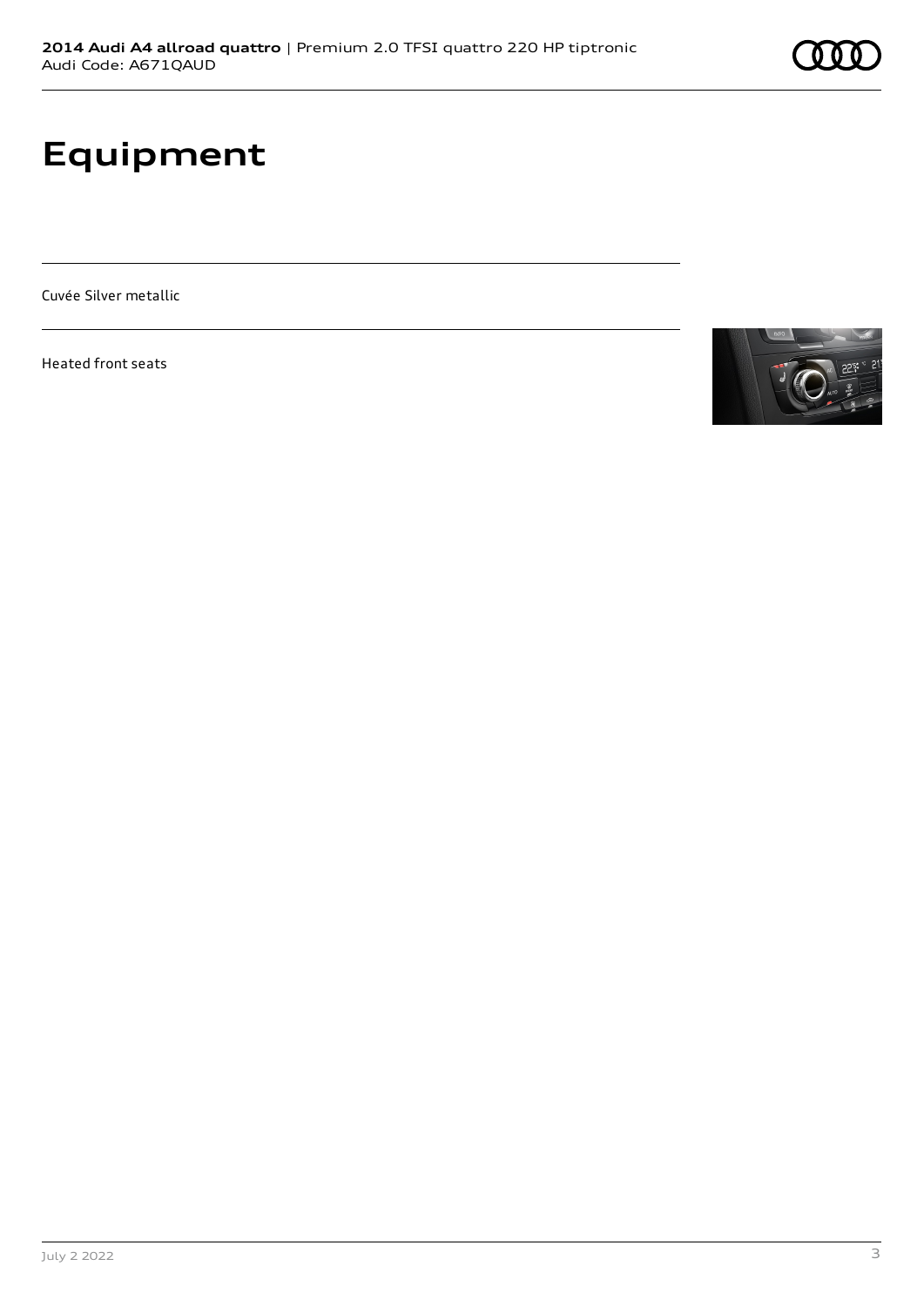# Equipment

Cuvée Silver metallic

Heated front seats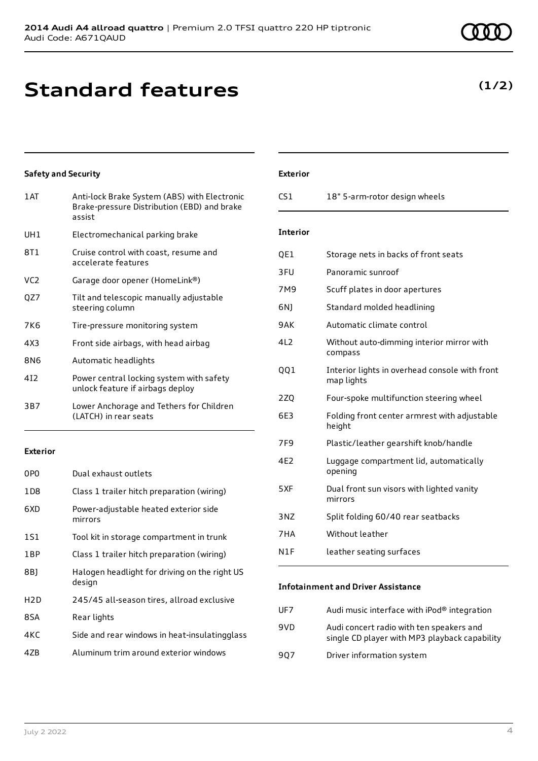# Standard features

**(1/2)**

### Safety and Security

| | |
|---|---|
| 1AT | Anti-lock Brake System (ABS) with Electronic Brake-pressure Distribution (EBD) and brake assist |
| UH1 | Electromechanical parking brake |
| 8T1 | Cruise control with coast, resume and accelerate features |
| VC2 | Garage door opener (HomeLink®) |
| QZ7 | Tilt and telescopic manually adjustable steering column |
| 7K6 | Tire-pressure monitoring system |
| 4X3 | Front side airbags, with head airbag |
| 8N6 | Automatic headlights |
| 4I2 | Power central locking system with safety unlock feature if airbags deploy |
| 3B7 | Lower Anchorage and Tethers for Children (LATCH) in rear seats |

### Exterior

| | |
|---|---|
| 0P0 | Dual exhaust outlets |
| 1D8 | Class 1 trailer hitch preparation (wiring) |
| 6XD | Power-adjustable heated exterior side mirrors |
| 1S1 | Tool kit in storage compartment in trunk |
| 1BP | Class 1 trailer hitch preparation (wiring) |
| 8BJ | Halogen headlight for driving on the right US design |
| H2D | 245/45 all-season tires, allroad exclusive |
| 8SA | Rear lights |
| 4KC | Side and rear windows in heat-insulatingglass |
| 4ZB | Aluminum trim around exterior windows |

### Exterior

| | |
|---|---|
| CS1 | 18" 5-arm-rotor design wheels |

### Interior

| | |
|---|---|
| QE1 | Storage nets in backs of front seats |
| 3FU | Panoramic sunroof |
| 7M9 | Scuff plates in door apertures |
| 6NJ | Standard molded headlining |
| 9AK | Automatic climate control |
| 4L2 | Without auto-dimming interior mirror with compass |
| QQ1 | Interior lights in overhead console with front map lights |
| 2ZQ | Four-spoke multifunction steering wheel |
| 6E3 | Folding front center armrest with adjustable height |
| 7F9 | Plastic/leather gearshift knob/handle |
| 4E2 | Luggage compartment lid, automatically opening |
| 5XF | Dual front sun visors with lighted vanity mirrors |
| 3NZ | Split folding 60/40 rear seatbacks |
| 7HA | Without leather |
| N1F | leather seating surfaces |

### Infotainment and Driver Assistance

| | |
|---|---|
| UF7 | Audi music interface with iPod® integration |
| 9VD | Audi concert radio with ten speakers and single CD player with MP3 playback capability |
| 9Q7 | Driver information system |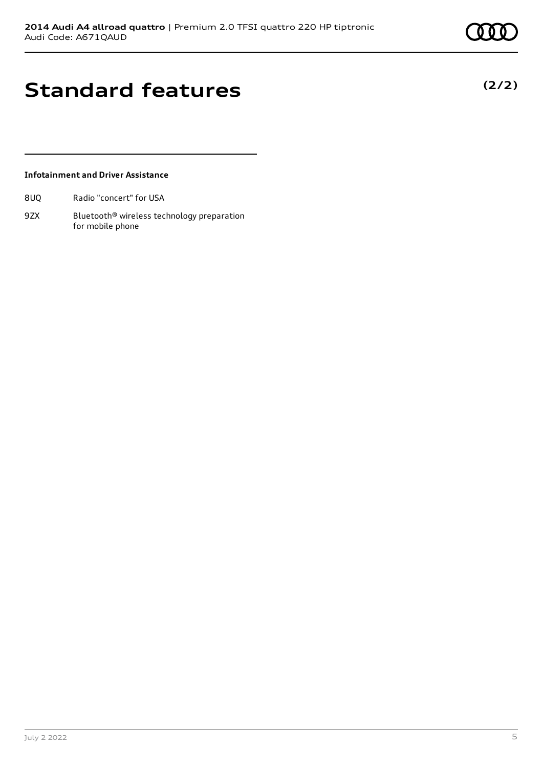# Standard features

**(2/2)**

### Infotainment and Driver Assistance

| | |
|---|---|
| 8UQ | Radio "concert" for USA |
| 9ZX | Bluetooth® wireless technology preparation for mobile phone |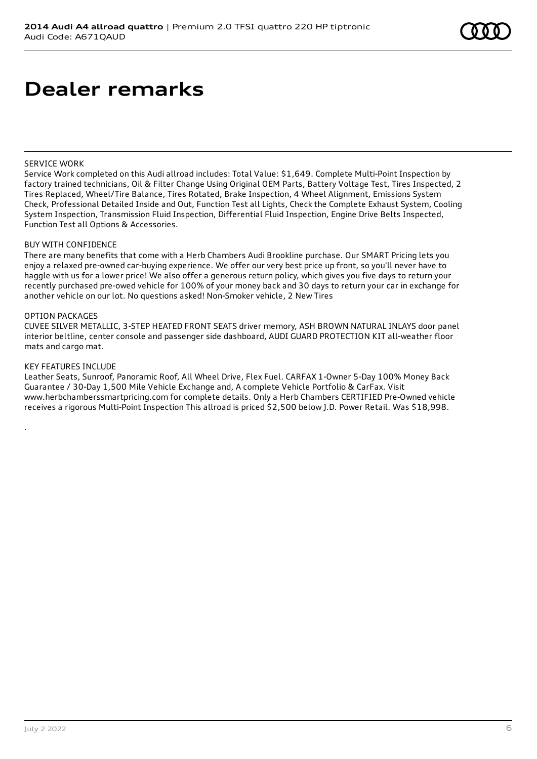# Dealer remarks

SERVICE WORK

Service Work completed on this Audi allroad includes: Total Value: $1,649. Complete Multi-Point Inspection by factory trained technicians, Oil & Filter Change Using Original OEM Parts, Battery Voltage Test, Tires Inspected, 2 Tires Replaced, Wheel/Tire Balance, Tires Rotated, Brake Inspection, 4 Wheel Alignment, Emissions System Check, Professional Detailed Inside and Out, Function Test all Lights, Check the Complete Exhaust System, Cooling System Inspection, Transmission Fluid Inspection, Differential Fluid Inspection, Engine Drive Belts Inspected, Function Test all Options & Accessories.

BUY WITH CONFIDENCE

There are many benefits that come with a Herb Chambers Audi Brookline purchase. Our SMART Pricing lets you enjoy a relaxed pre-owned car-buying experience. We offer our very best price up front, so you'll never have to haggle with us for a lower price! We also offer a generous return policy, which gives you five days to return your recently purchased pre-owed vehicle for 100% of your money back and 30 days to return your car in exchange for another vehicle on our lot. No questions asked! Non-Smoker vehicle, 2 New Tires

OPTION PACKAGES

CUVEE SILVER METALLIC, 3-STEP HEATED FRONT SEATS driver memory, ASH BROWN NATURAL INLAYS door panel interior beltline, center console and passenger side dashboard, AUDI GUARD PROTECTION KIT all-weather floor mats and cargo mat.

KEY FEATURES INCLUDE

Leather Seats, Sunroof, Panoramic Roof, All Wheel Drive, Flex Fuel. CARFAX 1-Owner 5-Day 100% Money Back Guarantee / 30-Day 1,500 Mile Vehicle Exchange and, A complete Vehicle Portfolio & CarFax. Visit www.herbchamberssmartpricing.com for complete details. Only a Herb Chambers CERTIFIED Pre-Owned vehicle receives a rigorous Multi-Point Inspection This allroad is priced $2,500 below J.D. Power Retail. Was $18,998.

.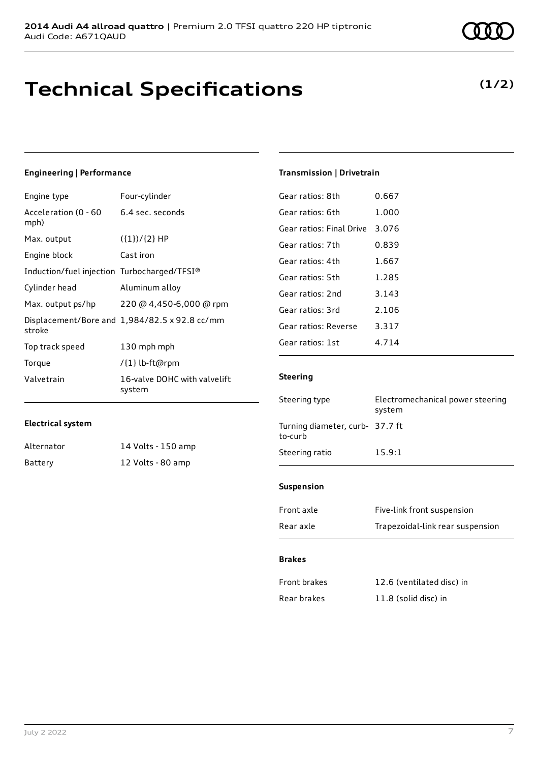# Technical Specifications

**(1/2)**

### Engineering | Performance

| | |
|---|---|
| Engine type | Four-cylinder |
| Acceleration (0 - 60 mph) | 6.4 sec. seconds |
| Max. output | ({1})/{2} HP |
| Engine block | Cast iron |
| Induction/fuel injection | Turbocharged/TFSI® |
| Cylinder head | Aluminum alloy |
| Max. output ps/hp | 220 @ 4,450-6,000 @ rpm |
| Displacement/Bore and stroke | 1,984/82.5 x 92.8 cc/mm |
| Top track speed | 130 mph mph |
| Torque | /{1} lb-ft@rpm |
| Valvetrain | 16-valve DOHC with valvelift system |

### Electrical system

| | |
|---|---|
| Alternator | 14 Volts - 150 amp |
| Battery | 12 Volts - 80 amp |

### Transmission | Drivetrain

| | |
|---|---|
| Gear ratios: 8th | 0.667 |
| Gear ratios: 6th | 1.000 |
| Gear ratios: Final Drive | 3.076 |
| Gear ratios: 7th | 0.839 |
| Gear ratios: 4th | 1.667 |
| Gear ratios: 5th | 1.285 |
| Gear ratios: 2nd | 3.143 |
| Gear ratios: 3rd | 2.106 |
| Gear ratios: Reverse | 3.317 |
| Gear ratios: 1st | 4.714 |

### Steering

| | |
|---|---|
| Steering type | Electromechanical power steering system |
| Turning diameter, curb-to-curb | 37.7 ft |
| Steering ratio | 15.9:1 |

### Suspension

| | |
|---|---|
| Front axle | Five-link front suspension |
| Rear axle | Trapezoidal-link rear suspension |

### Brakes

| | |
|---|---|
| Front brakes | 12.6 (ventilated disc) in |
| Rear brakes | 11.8 (solid disc) in |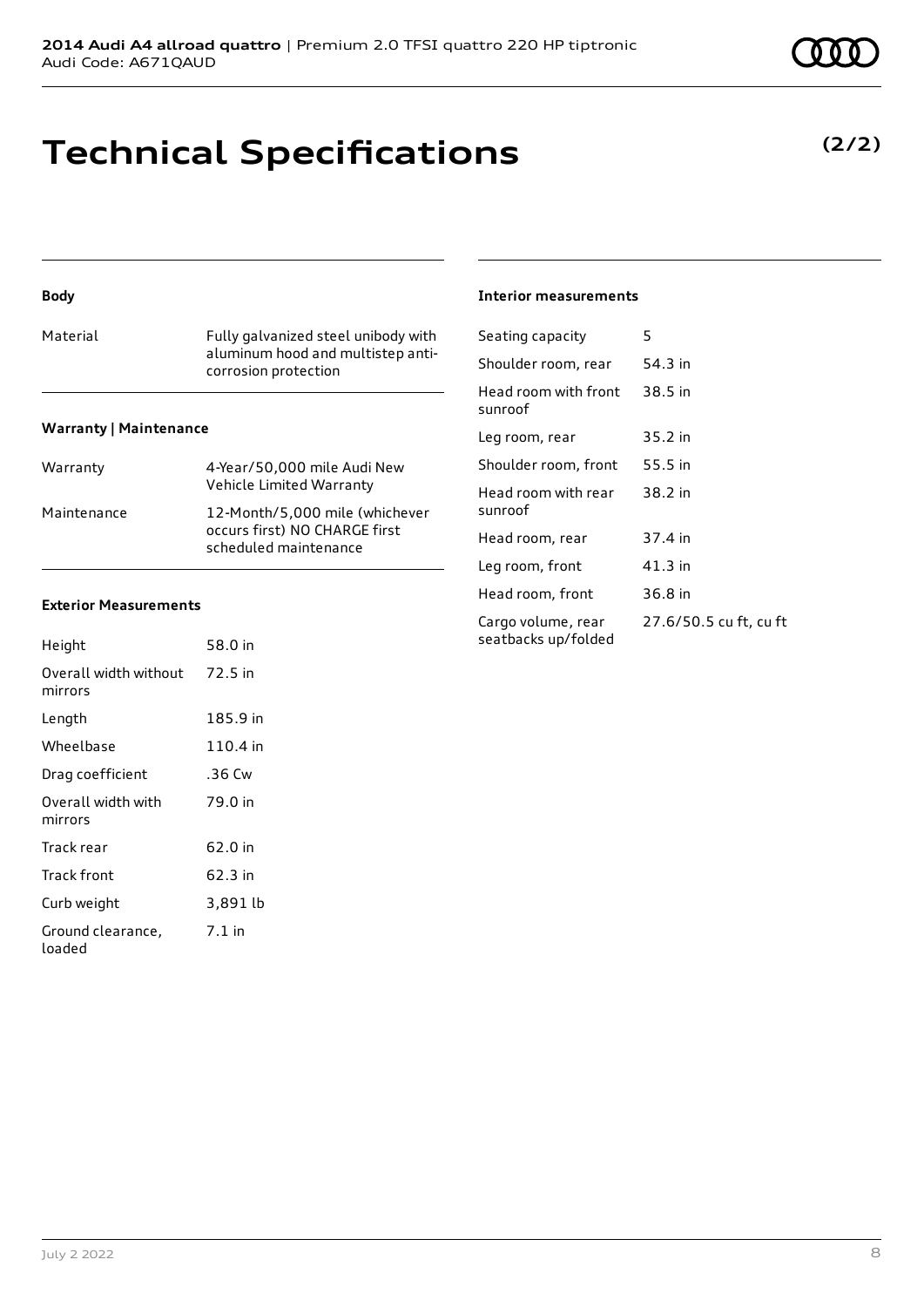# Technical Specifications

**(2/2)**

### Body

| | |
|---|---|
| Material | Fully galvanized steel unibody with aluminum hood and multistep anti-corrosion protection |

### Warranty | Maintenance

| | |
|---|---|
| Warranty | 4-Year/50,000 mile Audi New Vehicle Limited Warranty |
| Maintenance | 12-Month/5,000 mile (whichever occurs first) NO CHARGE first scheduled maintenance |

### Exterior Measurements

| | |
|---|---|
| Height | 58.0 in |
| Overall width without mirrors | 72.5 in |
| Length | 185.9 in |
| Wheelbase | 110.4 in |
| Drag coefficient | .36 Cw |
| Overall width with mirrors | 79.0 in |
| Track rear | 62.0 in |
| Track front | 62.3 in |
| Curb weight | 3,891 lb |
| Ground clearance, loaded | 7.1 in |

### Interior measurements

| | |
|---|---|
| Seating capacity | 5 |
| Shoulder room, rear | 54.3 in |
| Head room with front sunroof | 38.5 in |
| Leg room, rear | 35.2 in |
| Shoulder room, front | 55.5 in |
| Head room with rear sunroof | 38.2 in |
| Head room, rear | 37.4 in |
| Leg room, front | 41.3 in |
| Head room, front | 36.8 in |
| Cargo volume, rear seatbacks up/folded | 27.6/50.5 cu ft, cu ft |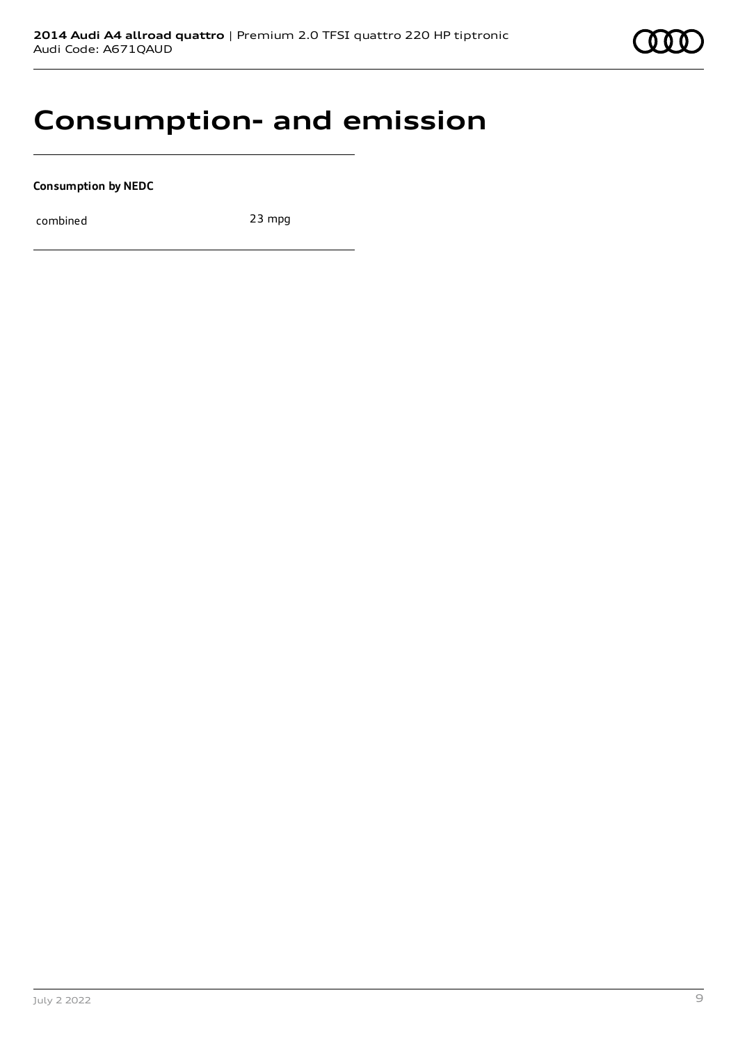# Consumption- and emission

**Consumption by NEDC**

| combined | 23 mpg |
|---|---|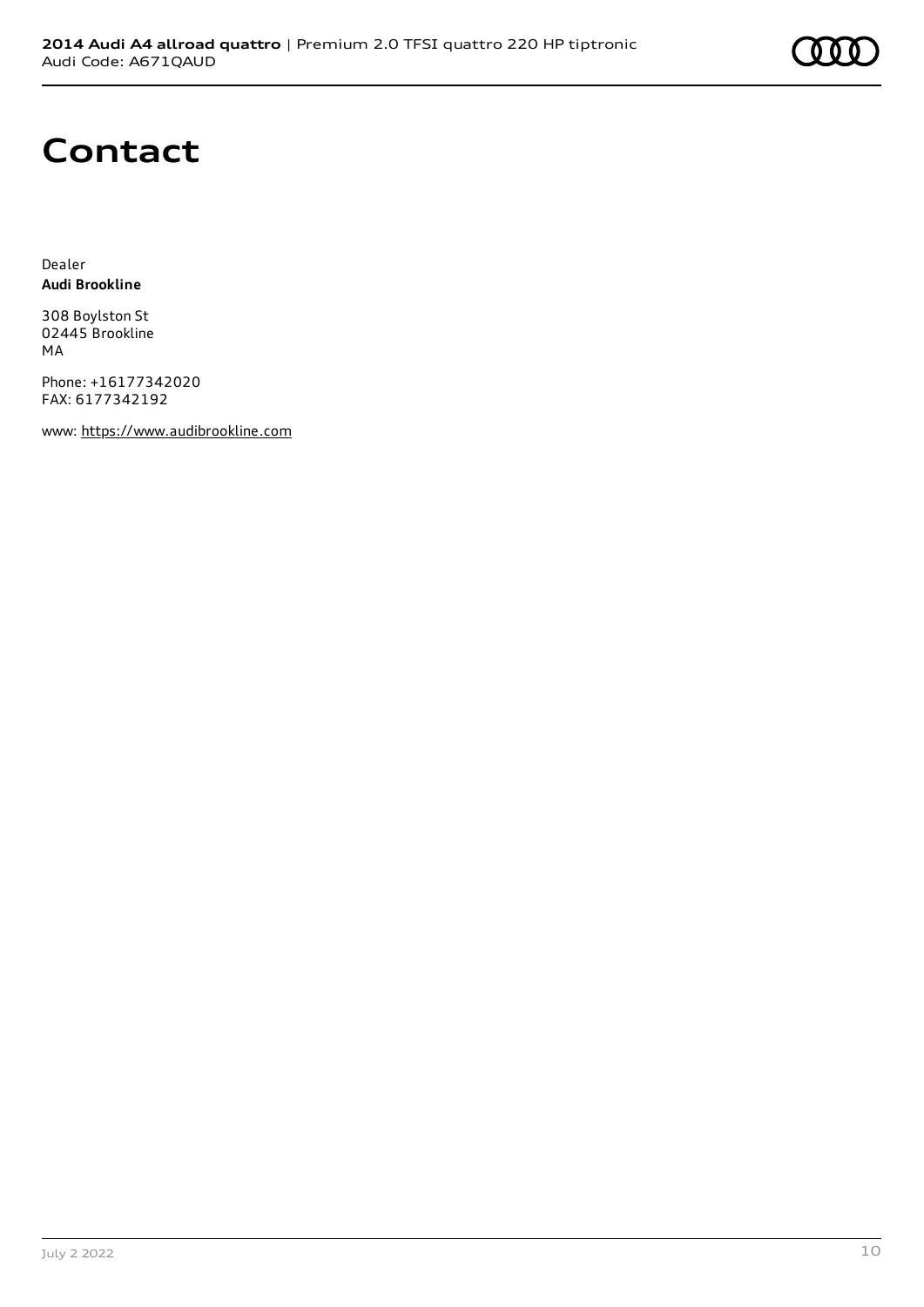# Contact

Dealer
**Audi Brookline**

308 Boylston St
02445 Brookline
MA

Phone: +16177342020
FAX: 6177342192

www: https://www.audibrookline.com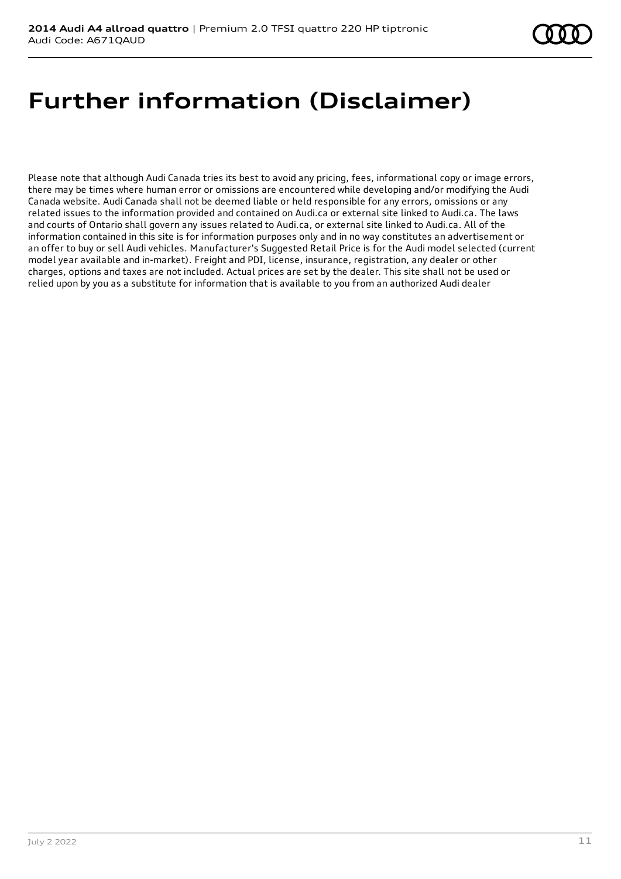# Further information (Disclaimer)

Please note that although Audi Canada tries its best to avoid any pricing, fees, informational copy or image errors, there may be times where human error or omissions are encountered while developing and/or modifying the Audi Canada website. Audi Canada shall not be deemed liable or held responsible for any errors, omissions or any related issues to the information provided and contained on Audi.ca or external site linked to Audi.ca. The laws and courts of Ontario shall govern any issues related to Audi.ca, or external site linked to Audi.ca. All of the information contained in this site is for information purposes only and in no way constitutes an advertisement or an offer to buy or sell Audi vehicles. Manufacturer's Suggested Retail Price is for the Audi model selected (current model year available and in-market). Freight and PDI, license, insurance, registration, any dealer or other charges, options and taxes are not included. Actual prices are set by the dealer. This site shall not be used or relied upon by you as a substitute for information that is available to you from an authorized Audi dealer